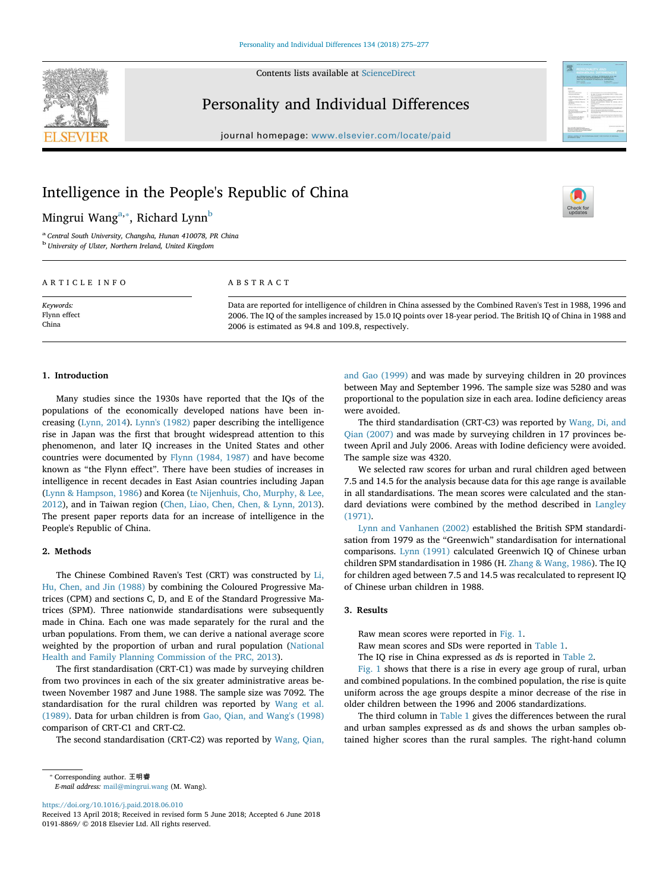# Intelligence in the People's Republic of China

Mingrui Wang[a,*], Richard Lynn[b]

[a] Central South University, Changsha, Hunan 410078, PR China
[b] University of Ulster, Northern Ireland, United Kingdom

## ARTICLE INFO

*Keywords:*
Flynn effect
China

## ABSTRACT

Data are reported for intelligence of children in China assessed by the Combined Raven's Test in 1988, 1996 and 2006. The IQ of the samples increased by 15.0 IQ points over 18-year period. The British IQ of China in 1988 and 2006 is estimated as 94.8 and 109.8, respectively.

## 1. Introduction

Many studies since the 1930s have reported that the IQs of the populations of the economically developed nations have been increasing (Lynn, 2014). Lynn's (1982) paper describing the intelligence rise in Japan was the first that brought widespread attention to this phenomenon, and later IQ increases in the United States and other countries were documented by Flynn (1984, 1987) and have become known as "the Flynn effect". There have been studies of increases in intelligence in recent decades in East Asian countries including Japan (Lynn & Hampson, 1986) and Korea (te Nijenhuis, Cho, Murphy, & Lee, 2012), and in Taiwan region (Chen, Liao, Chen, Chen, & Lynn, 2013). The present paper reports data for an increase of intelligence in the People's Republic of China.

## 2. Methods

The Chinese Combined Raven's Test (CRT) was constructed by Li, Hu, Chen, and Jin (1988) by combining the Coloured Progressive Matrices (CPM) and sections C, D, and E of the Standard Progressive Matrices (SPM). Three nationwide standardisations were subsequently made in China. Each one was made separately for the rural and the urban populations. From them, we can derive a national average score weighted by the proportion of urban and rural population (National Health and Family Planning Commission of the PRC, 2013).

The first standardisation (CRT-C1) was made by surveying children from two provinces in each of the six greater administrative areas between November 1987 and June 1988. The sample size was 7092. The standardisation for the rural children was reported by Wang et al. (1989). Data for urban children is from Gao, Qian, and Wang's (1998) comparison of CRT-C1 and CRT-C2.

The second standardisation (CRT-C2) was reported by Wang, Qian, and Gao (1999) and was made by surveying children in 20 provinces between May and September 1996. The sample size was 5280 and was proportional to the population size in each area. Iodine deficiency areas were avoided.

The third standardisation (CRT-C3) was reported by Wang, Di, and Qian (2007) and was made by surveying children in 17 provinces between April and July 2006. Areas with Iodine deficiency were avoided. The sample size was 4320.

We selected raw scores for urban and rural children aged between 7.5 and 14.5 for the analysis because data for this age range is available in all standardisations. The mean scores were calculated and the standard deviations were combined by the method described in Langley (1971).

Lynn and Vanhanen (2002) established the British SPM standardisation from 1979 as the "Greenwich" standardisation for international comparisons. Lynn (1991) calculated Greenwich IQ of Chinese urban children SPM standardisation in 1986 (H. Zhang & Wang, 1986). The IQ for children aged between 7.5 and 14.5 was recalculated to represent IQ of Chinese urban children in 1988.

## 3. Results

Raw mean scores were reported in Fig. 1.

Raw mean scores and SDs were reported in Table 1.

The IQ rise in China expressed as *ds* is reported in Table 2.

Fig. 1 shows that there is a rise in every age group of rural, urban and combined populations. In the combined population, the rise is quite uniform across the age groups despite a minor decrease of the rise in older children between the 1996 and 2006 standardizations.

The third column in Table 1 gives the differences between the rural and urban samples expressed as *ds* and shows the urban samples obtained higher scores than the rural samples. The right-hand column

---

* Corresponding author. 王明睿
*E-mail address:* mail@mingrui.wang (M. Wang).

https://doi.org/10.1016/j.paid.2018.06.010
Received 13 April 2018; Received in revised form 5 June 2018; Accepted 6 June 2018
0191-8869/ © 2018 Elsevier Ltd. All rights reserved.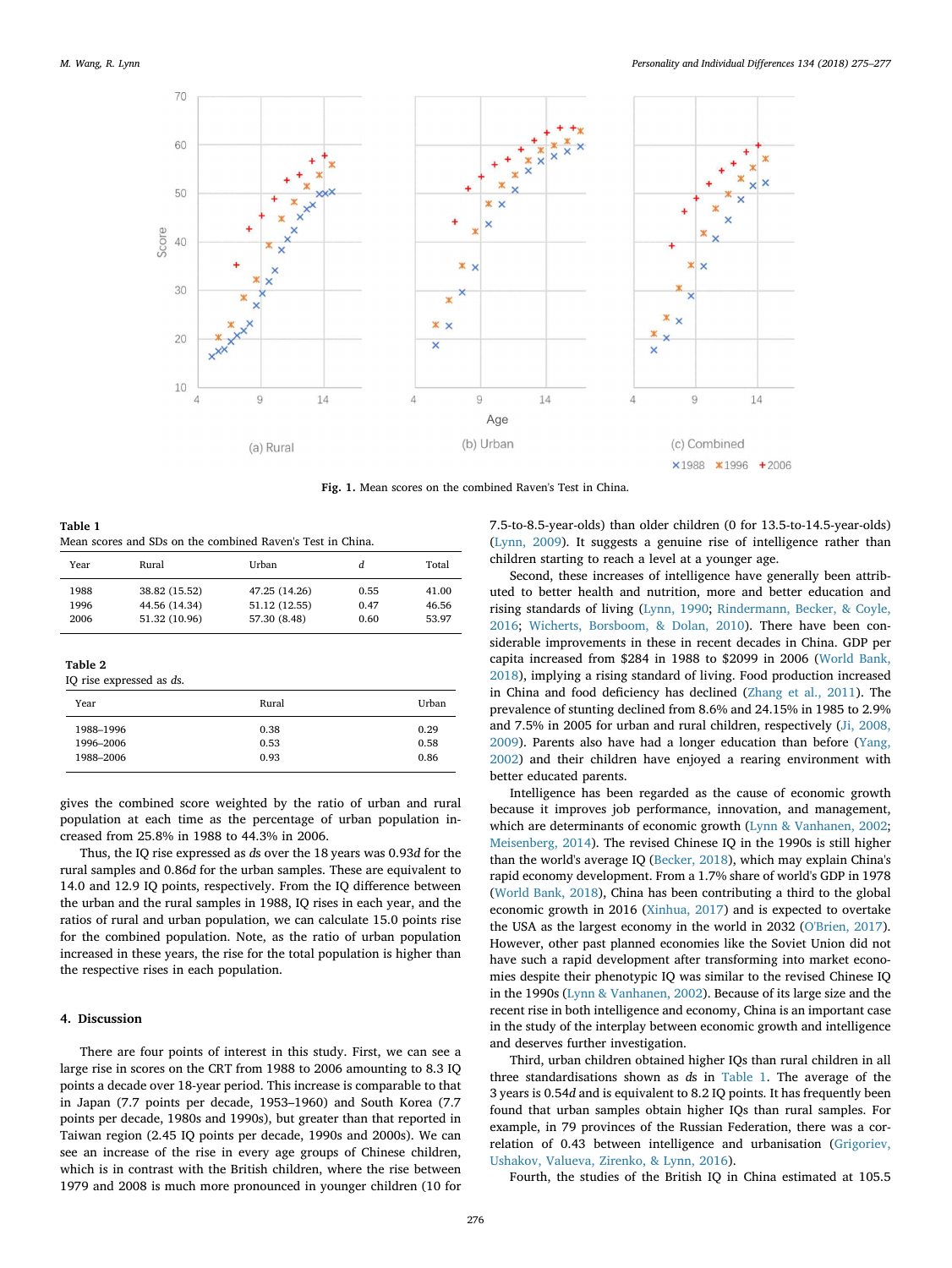**Fig. 1.** Mean scores on the combined Raven's Test in China.

**Table 1**
Mean scores and SDs on the combined Raven's Test in China.

| Year | Rural | Urban | *d* | Total |
|---|---|---|---|---|
| 1988 | 38.82 (15.52) | 47.25 (14.26) | 0.55 | 41.00 |
| 1996 | 44.56 (14.34) | 51.12 (12.55) | 0.47 | 46.56 |
| 2006 | 51.32 (10.96) | 57.30 (8.48) | 0.60 | 53.97 |

**Table 2**
IQ rise expressed as *d*s.

| Year | Rural | Urban |
|---|---|---|
| 1988–1996 | 0.38 | 0.29 |
| 1996–2006 | 0.53 | 0.58 |
| 1988–2006 | 0.93 | 0.86 |

gives the combined score weighted by the ratio of urban and rural population at each time as the percentage of urban population increased from 25.8% in 1988 to 44.3% in 2006.

Thus, the IQ rise expressed as *d*s over the 18 years was 0.93*d* for the rural samples and 0.86*d* for the urban samples. These are equivalent to 14.0 and 12.9 IQ points, respectively. From the IQ difference between the urban and the rural samples in 1988, IQ rises in each year, and the ratios of rural and urban population, we can calculate 15.0 points rise for the combined population. Note, as the ratio of urban population increased in these years, the rise for the total population is higher than the respective rises in each population.

## 4. Discussion

There are four points of interest in this study. First, we can see a large rise in scores on the CRT from 1988 to 2006 amounting to 8.3 IQ points a decade over 18-year period. This increase is comparable to that in Japan (7.7 points per decade, 1953–1960) and South Korea (7.7 points per decade, 1980s and 1990s), but greater than that reported in Taiwan region (2.45 IQ points per decade, 1990s and 2000s). We can see an increase of the rise in every age groups of Chinese children, which is in contrast with the British children, where the rise between 1979 and 2008 is much more pronounced in younger children (10 for 7.5-to-8.5-year-olds) than older children (0 for 13.5-to-14.5-year-olds) (Lynn, 2009). It suggests a genuine rise of intelligence rather than children starting to reach a level at a younger age.

Second, these increases of intelligence have generally been attributed to better health and nutrition, more and better education and rising standards of living (Lynn, 1990; Rindermann, Becker, & Coyle, 2016; Wicherts, Borsboom, & Dolan, 2010). There have been considerable improvements in these in recent decades in China. GDP per capita increased from $284 in 1988 to $2099 in 2006 (World Bank, 2018), implying a rising standard of living. Food production increased in China and food deficiency has declined (Zhang et al., 2011). The prevalence of stunting declined from 8.6% and 24.15% in 1985 to 2.9% and 7.5% in 2005 for urban and rural children, respectively (Ji, 2008, 2009). Parents also have had a longer education than before (Yang, 2002) and their children have enjoyed a rearing environment with better educated parents.

Intelligence has been regarded as the cause of economic growth because it improves job performance, innovation, and management, which are determinants of economic growth (Lynn & Vanhanen, 2002; Meisenberg, 2014). The revised Chinese IQ in the 1990s is still higher than the world's average IQ (Becker, 2018), which may explain China's rapid economy development. From a 1.7% share of world's GDP in 1978 (World Bank, 2018), China has been contributing a third to the global economic growth in 2016 (Xinhua, 2017) and is expected to overtake the USA as the largest economy in the world in 2032 (O'Brien, 2017). However, other past planned economies like the Soviet Union did not have such a rapid development after transforming into market economies despite their phenotypic IQ was similar to the revised Chinese IQ in the 1990s (Lynn & Vanhanen, 2002). Because of its large size and the recent rise in both intelligence and economy, China is an important case in the study of the interplay between economic growth and intelligence and deserves further investigation.

Third, urban children obtained higher IQs than rural children in all three standardisations shown as *d*s in Table 1. The average of the 3 years is 0.54*d* and is equivalent to 8.2 IQ points. It has frequently been found that urban samples obtain higher IQs than rural samples. For example, in 79 provinces of the Russian Federation, there was a correlation of 0.43 between intelligence and urbanisation (Grigoriev, Ushakov, Valueva, Zirenko, & Lynn, 2016).

Fourth, the studies of the British IQ in China estimated at 105.5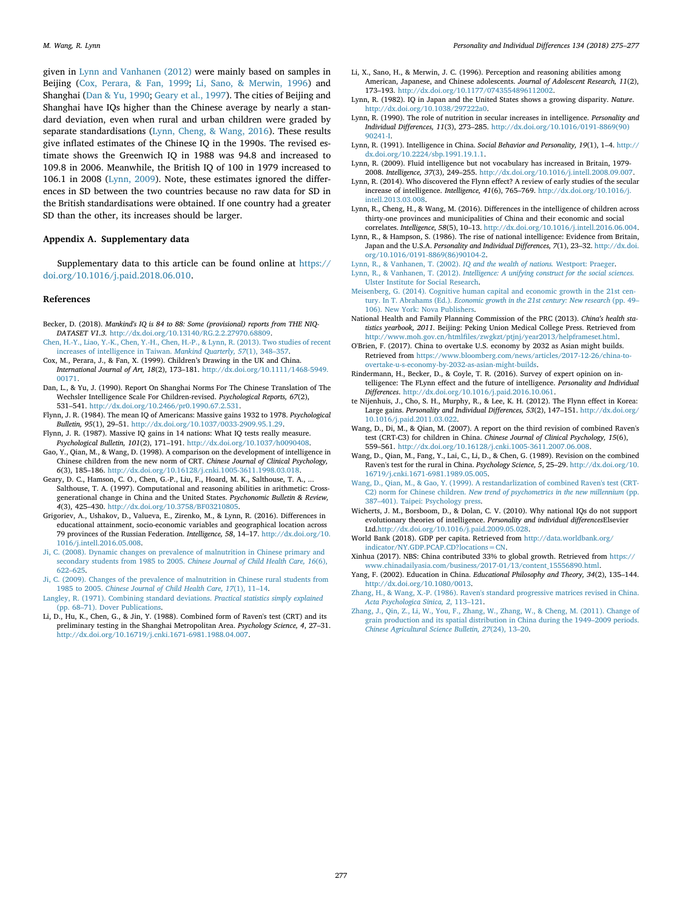given in Lynn and Vanhanen (2012) were mainly based on samples in Beijing (Cox, Perara, & Fan, 1999; Li, Sano, & Merwin, 1996) and Shanghai (Dan & Yu, 1990; Geary et al., 1997). The cities of Beijing and Shanghai have IQs higher than the Chinese average by nearly a standard deviation, even when rural and urban children were graded by separate standardisations (Lynn, Cheng, & Wang, 2016). These results give inflated estimates of the Chinese IQ in the 1990s. The revised estimate shows the Greenwich IQ in 1988 was 94.8 and increased to 109.8 in 2006. Meanwhile, the British IQ of 100 in 1979 increased to 106.1 in 2008 (Lynn, 2009). Note, these estimates ignored the differences in SD between the two countries because no raw data for SD in the British standardisations were obtained. If one country had a greater SD than the other, its increases should be larger.

## Appendix A. Supplementary data

Supplementary data to this article can be found online at https://doi.org/10.1016/j.paid.2018.06.010.

## References

Becker, D. (2018). *Mankind's IQ is 84 to 88: Some (provisional) reports from THE NIQ-DATASET V1.3*. http://dx.doi.org/10.13140/RG.2.2.27970.68809.

Chen, H.-Y., Liao, Y.-K., Chen, Y.-H., Chen, H.-P., & Lynn, R. (2013). Two studies of recent increases of intelligence in Taiwan. *Mankind Quarterly, 57*(1), 348–357.

Cox, M., Perara, J., & Fan, X. (1999). Children's Drawing in the UK and China. *International Journal of Art, 18*(2), 173–181. http://dx.doi.org/10.1111/1468-5949.00171.

Dan, L., & Yu, J. (1990). Report On Shanghai Norms For The Chinese Translation of The Wechsler Intelligence Scale For Children-revised. *Psychological Reports, 67*(2), 531–541. http://dx.doi.org/10.2466/pr0.1990.67.2.531.

Flynn, J. R. (1984). The mean IQ of Americans: Massive gains 1932 to 1978. *Psychological Bulletin, 95*(1), 29–51. http://dx.doi.org/10.1037/0033-2909.95.1.29.

Flynn, J. R. (1987). Massive IQ gains in 14 nations: What IQ tests really measure. *Psychological Bulletin, 101*(2), 171–191. http://dx.doi.org/10.1037/h0090408.

Gao, Y., Qian, M., & Wang, D. (1998). A comparison on the development of intelligence in Chinese children from the new norm of CRT. *Chinese Journal of Clinical Psychology, 6*(3), 185–186. http://dx.doi.org/10.16128/j.cnki.1005-3611.1998.03.018.

Geary, D. C., Hamson, C. O., Chen, G.-P., Liu, F., Hoard, M. K., Salthouse, T. A., ... Salthouse, T. A. (1997). Computational and reasoning abilities in arithmetic: Cross-generational change in China and the United States. *Psychonomic Bulletin & Review, 4*(3), 425–430. http://dx.doi.org/10.3758/BF03210805.

Grigoriev, A., Ushakov, D., Valueva, E., Zirenko, M., & Lynn, R. (2016). Differences in educational attainment, socio-economic variables and geographical location across 79 provinces of the Russian Federation. *Intelligence, 58*, 14–17. http://dx.doi.org/10.1016/j.intell.2016.05.008.

Ji, C. (2008). Dynamic changes on prevalence of malnutrition in Chinese primary and secondary students from 1985 to 2005. *Chinese Journal of Child Health Care, 16*(6), 622–625.

Ji, C. (2009). Changes of the prevalence of malnutrition in Chinese rural students from 1985 to 2005. *Chinese Journal of Child Health Care, 17*(1), 11–14.

Langley, R. (1971). Combining standard deviations. *Practical statistics simply explained* (pp. 68–71). Dover Publications.

Li, D., Hu, K., Chen, G., & Jin, Y. (1988). Combined form of Raven's test (CRT) and its preliminary testing in the Shanghai Metropolitan Area. *Psychology Science, 4*, 27–31. http://dx.doi.org/10.16719/j.cnki.1671-6981.1988.04.007.

Li, X., Sano, H., & Merwin, J. C. (1996). Perception and reasoning abilities among American, Japanese, and Chinese adolescents. *Journal of Adolescent Research, 11*(2), 173–193. http://dx.doi.org/10.1177/0743554896112002.

Lynn, R. (1982). IQ in Japan and the United States shows a growing disparity. *Nature*. http://dx.doi.org/10.1038/297222a0.

Lynn, R. (1990). The role of nutrition in secular increases in intelligence. *Personality and Individual Differences, 11*(3), 273–285. http://dx.doi.org/10.1016/0191-8869(90)90241-I.

Lynn, R. (1991). Intelligence in China. *Social Behavior and Personality, 19*(1), 1–4. http://dx.doi.org/10.2224/sbp.1991.19.1.1.

Lynn, R. (2009). Fluid intelligence but not vocabulary has increased in Britain, 1979-2008. *Intelligence, 37*(3), 249–255. http://dx.doi.org/10.1016/j.intell.2008.09.007.

Lynn, R. (2014). Who discovered the Flynn effect? A review of early studies of the secular increase of intelligence. *Intelligence, 41*(6), 765–769. http://dx.doi.org/10.1016/j.intell.2013.03.008.

Lynn, R., Cheng, H., & Wang, M. (2016). Differences in the intelligence of children across thirty-one provinces and municipalities of China and their economic and social correlates. *Intelligence, 58*(5), 10–13. http://dx.doi.org/10.1016/j.intell.2016.06.004.

Lynn, R., & Hampson, S. (1986). The rise of national intelligence: Evidence from Britain, Japan and the U.S.A. *Personality and Individual Differences, 7*(1), 23–32. http://dx.doi.org/10.1016/0191-8869(86)90104-2.

Lynn, R., & Vanhanen, T. (2002). *IQ and the wealth of nations.* Westport: Praeger.

Lynn, R., & Vanhanen, T. (2012). *Intelligence: A unifying construct for the social sciences.* Ulster Institute for Social Research.

Meisenberg, G. (2014). Cognitive human capital and economic growth in the 21st century. In T. Abrahams (Ed.). *Economic growth in the 21st century: New research* (pp. 49–106). New York: Nova Publishers.

National Health and Family Planning Commission of the PRC (2013). *China's health statistics yearbook, 2011*. Beijing: Peking Union Medical College Press. Retrieved from http://www.moh.gov.cn/htmlfiles/zwgkzt/ptjnj/year2013/helpframeset.html.

O'Brien, F. (2017). China to overtake U.S. economy by 2032 as Asian might builds. Retrieved from https://www.bloomberg.com/news/articles/2017-12-26/china-to-overtake-u-s-economy-by-2032-as-asian-might-builds.

Rindermann, H., Becker, D., & Coyle, T. R. (2016). Survey of expert opinion on intelligence: The FLynn effect and the future of intelligence. *Personality and Individual Differences*. http://dx.doi.org/10.1016/j.paid.2016.10.061.

te Nijenhuis, J., Cho, S. H., Murphy, R., & Lee, K. H. (2012). The Flynn effect in Korea: Large gains. *Personality and Individual Differences, 53*(2), 147–151. http://dx.doi.org/10.1016/j.paid.2011.03.022.

Wang, D., Di, M., & Qian, M. (2007). A report on the third revision of combined Raven's test (CRT-C3) for children in China. *Chinese Journal of Clinical Psychology, 15*(6), 559–561. http://dx.doi.org/10.16128/j.cnki.1005-3611.2007.06.008.

Wang, D., Qian, M., Fang, Y., Lai, C., Li, D., & Chen, G. (1989). Revision on the combined Raven's test for the rural in China. *Psychology Science, 5*, 25–29. http://dx.doi.org/10.16719/j.cnki.1671-6981.1989.05.005.

Wang, D., Qian, M., & Gao, Y. (1999). A restandarlization of combined Raven's test (CRT-C2) norm for Chinese children. *New trend of psychometrics in the new millennium* (pp. 387–401). Taipei: Psychology press.

Wicherts, J. M., Borsboom, D., & Dolan, C. V. (2010). Why national IQs do not support evolutionary theories of intelligence. *Personality and individual differences*Elsevier Ltd.http://dx.doi.org/10.1016/j.paid.2009.05.028.

World Bank (2018). GDP per capita. Retrieved from http://data.worldbank.org/indicator/NY.GDP.PCAP.CD?locations=CN.

Xinhua (2017). NBS: China contributed 33% to global growth. Retrieved from https://www.chinadailyasia.com/business/2017-01/13/content_15556890.html.

Yang, F. (2002). Education in China. *Educational Philosophy and Theory, 34*(2), 135–144. http://dx.doi.org/10.1080/0013.

Zhang, H., & Wang, X.-P. (1986). Raven's standard progressive matrices revised in China. *Acta Psychologica Sinica, 2*, 113–121.

Zhang, J., Qin, Z., Li, W., You, F., Zhang, W., Zhang, W., & Cheng, M. (2011). Change of grain production and its spatial distribution in China during the 1949–2009 periods. *Chinese Agricultural Science Bulletin, 27*(24), 13–20.